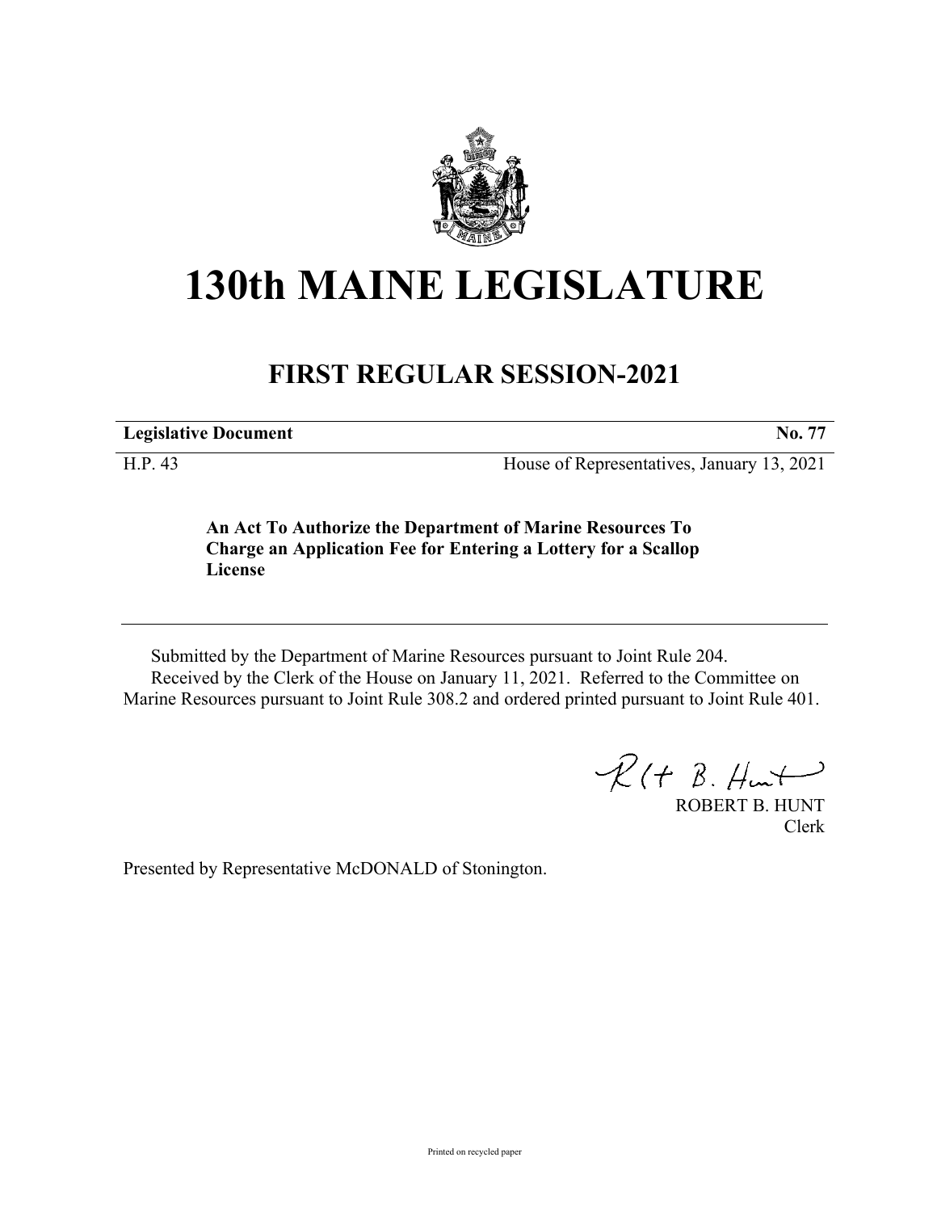# 130th MAINE LEGISLATURE

## FIRST REGULAR SESSION-2021

**Legislative Document** **No. 77**

H.P. 43 House of Representatives, January 13, 2021

**An Act To Authorize the Department of Marine Resources To Charge an Application Fee for Entering a Lottery for a Scallop License**

Submitted by the Department of Marine Resources pursuant to Joint Rule 204.
Received by the Clerk of the House on January 11, 2021. Referred to the Committee on Marine Resources pursuant to Joint Rule 308.2 and ordered printed pursuant to Joint Rule 401.

ROBERT B. HUNT
Clerk

Presented by Representative McDONALD of Stonington.

Printed on recycled paper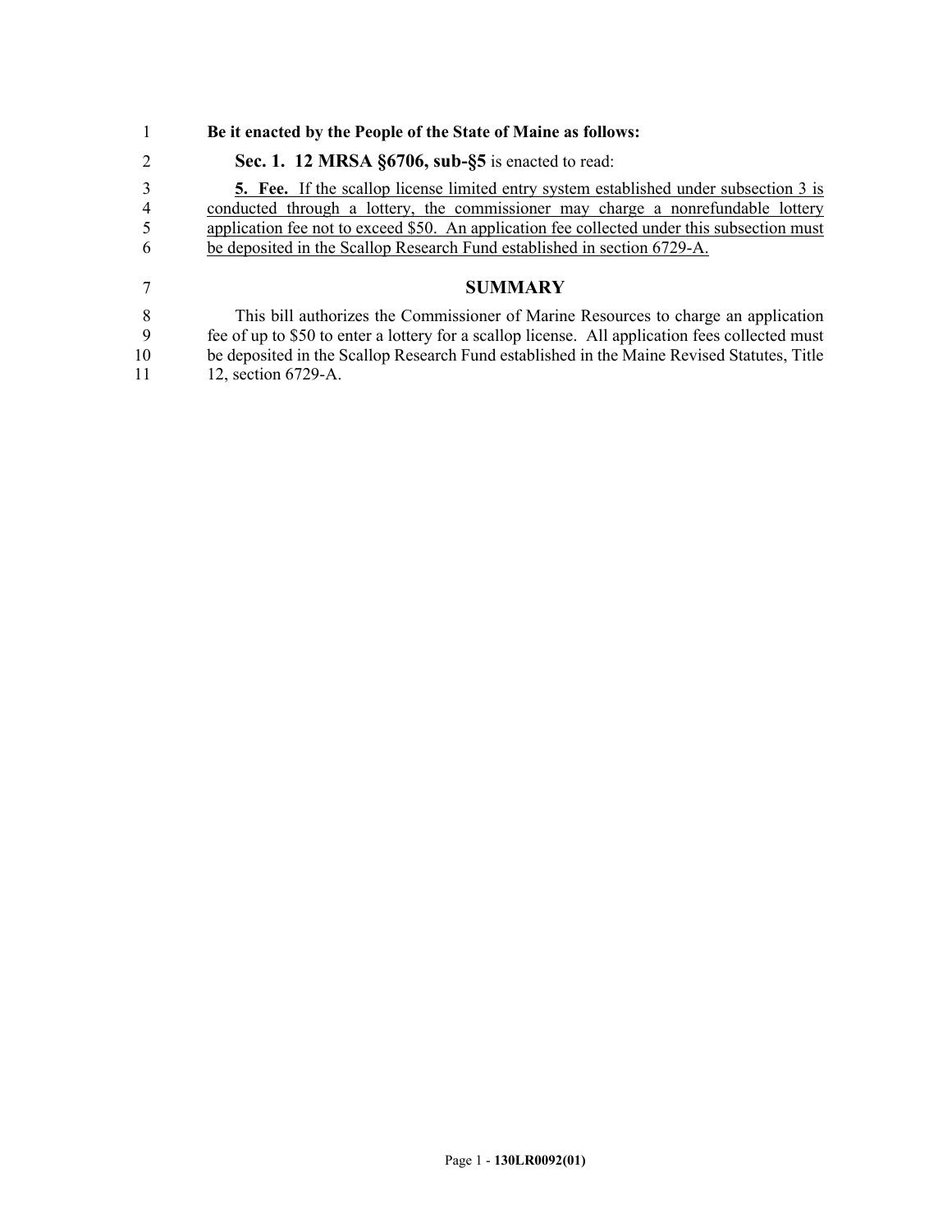**Be it enacted by the People of the State of Maine as follows:**

**Sec. 1. 12 MRSA §6706, sub-§5** is enacted to read:

**5. Fee.** If the scallop license limited entry system established under subsection 3 is conducted through a lottery, the commissioner may charge a nonrefundable lottery application fee not to exceed $50. An application fee collected under this subsection must be deposited in the Scallop Research Fund established in section 6729-A.

## SUMMARY

This bill authorizes the Commissioner of Marine Resources to charge an application fee of up to $50 to enter a lottery for a scallop license. All application fees collected must be deposited in the Scallop Research Fund established in the Maine Revised Statutes, Title 12, section 6729-A.